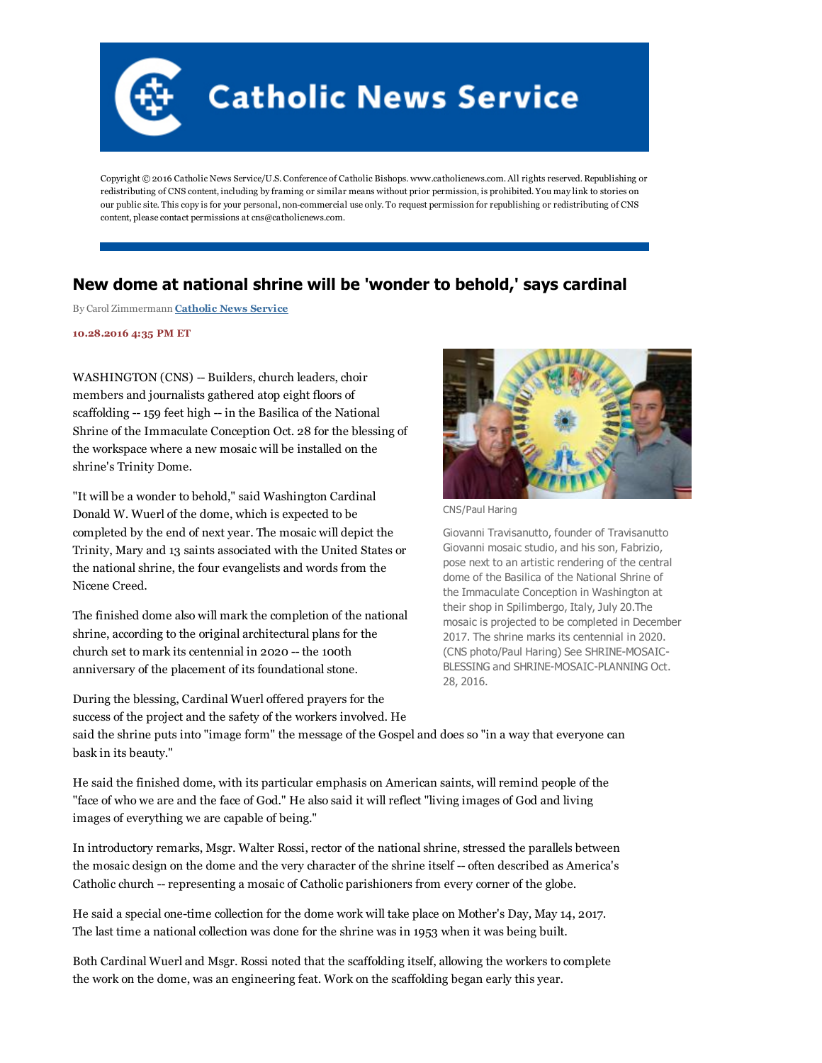Catholic News Service

Copyright © 2016 Catholic News Service/U.S. Conference of Catholic Bishops. www.catholicnews.com. All rights reserved. Republishing or redistributing of CNS content, including by framing or similar means without prior permission, is prohibited. You may link to stories on our public site. This copy is for your personal, non-commercial use only. To request permission for republishing or redistributing of CNS content, please contact permissions at cns@catholicnews.com.

# New dome at national shrine will be 'wonder to behold,' says cardinal

By Carol Zimmermann **Catholic News Service**

**10.28.2016 4:35 PM ET**

WASHINGTON (CNS) -- Builders, church leaders, choir members and journalists gathered atop eight floors of scaffolding -- 159 feet high -- in the Basilica of the National Shrine of the Immaculate Conception Oct. 28 for the blessing of the workspace where a new mosaic will be installed on the shrine's Trinity Dome.

CNS/Paul Haring

Giovanni Travisanutto, founder of Travisanutto Giovanni mosaic studio, and his son, Fabrizio, pose next to an artistic rendering of the central dome of the Basilica of the National Shrine of the Immaculate Conception in Washington at their shop in Spilimbergo, Italy, July 20.The mosaic is projected to be completed in December 2017. The shrine marks its centennial in 2020. (CNS photo/Paul Haring) See SHRINE-MOSAIC-BLESSING and SHRINE-MOSAIC-PLANNING Oct. 28, 2016.

"It will be a wonder to behold," said Washington Cardinal Donald W. Wuerl of the dome, which is expected to be completed by the end of next year. The mosaic will depict the Trinity, Mary and 13 saints associated with the United States or the national shrine, the four evangelists and words from the Nicene Creed.

The finished dome also will mark the completion of the national shrine, according to the original architectural plans for the church set to mark its centennial in 2020 -- the 100th anniversary of the placement of its foundational stone.

During the blessing, Cardinal Wuerl offered prayers for the success of the project and the safety of the workers involved. He said the shrine puts into "image form" the message of the Gospel and does so "in a way that everyone can bask in its beauty."

He said the finished dome, with its particular emphasis on American saints, will remind people of the "face of who we are and the face of God." He also said it will reflect "living images of God and living images of everything we are capable of being."

In introductory remarks, Msgr. Walter Rossi, rector of the national shrine, stressed the parallels between the mosaic design on the dome and the very character of the shrine itself -- often described as America's Catholic church -- representing a mosaic of Catholic parishioners from every corner of the globe.

He said a special one-time collection for the dome work will take place on Mother's Day, May 14, 2017. The last time a national collection was done for the shrine was in 1953 when it was being built.

Both Cardinal Wuerl and Msgr. Rossi noted that the scaffolding itself, allowing the workers to complete the work on the dome, was an engineering feat. Work on the scaffolding began early this year.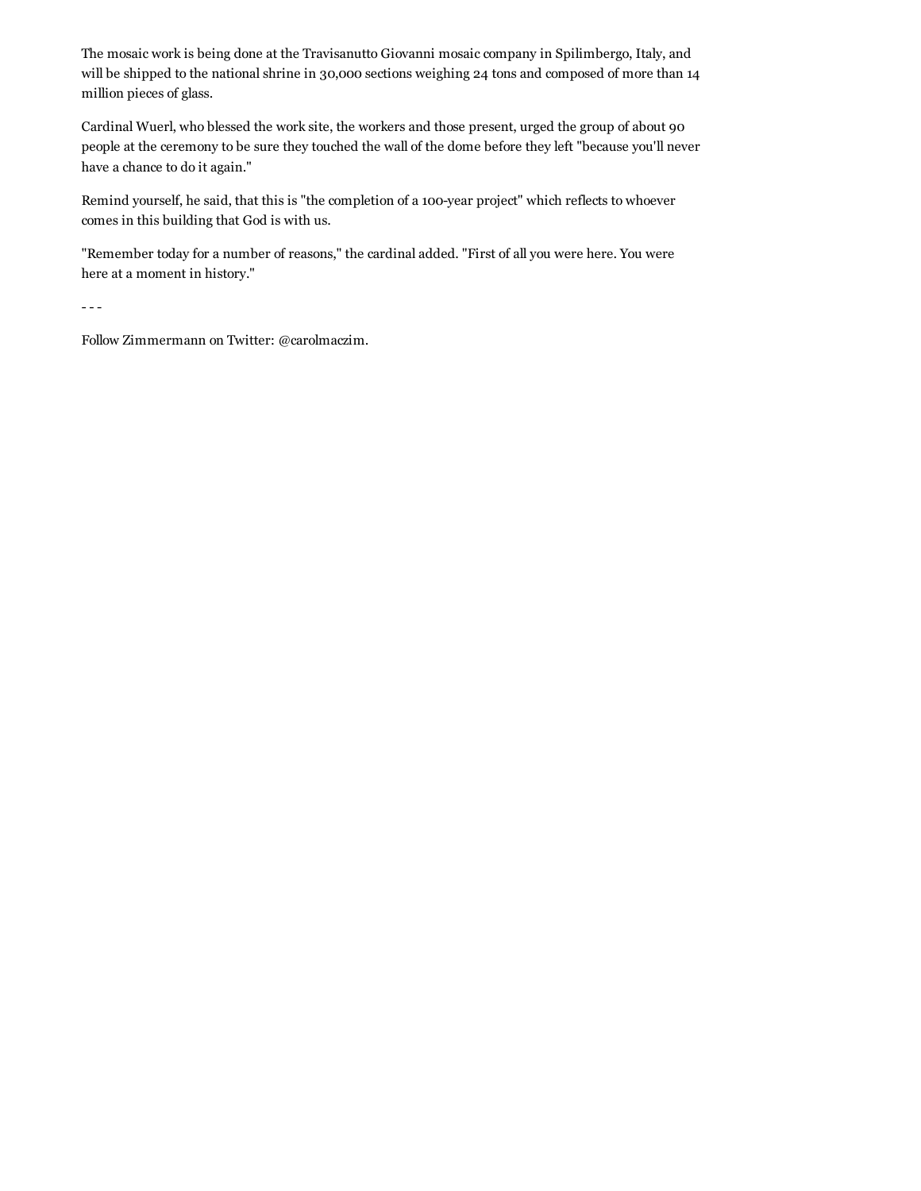The mosaic work is being done at the Travisanutto Giovanni mosaic company in Spilimbergo, Italy, and will be shipped to the national shrine in 30,000 sections weighing 24 tons and composed of more than 14 million pieces of glass.

Cardinal Wuerl, who blessed the work site, the workers and those present, urged the group of about 90 people at the ceremony to be sure they touched the wall of the dome before they left "because you'll never have a chance to do it again."

Remind yourself, he said, that this is "the completion of a 100-year project" which reflects to whoever comes in this building that God is with us.

"Remember today for a number of reasons," the cardinal added. "First of all you were here. You were here at a moment in history."

- - -

Follow Zimmermann on Twitter: @carolmaczim.